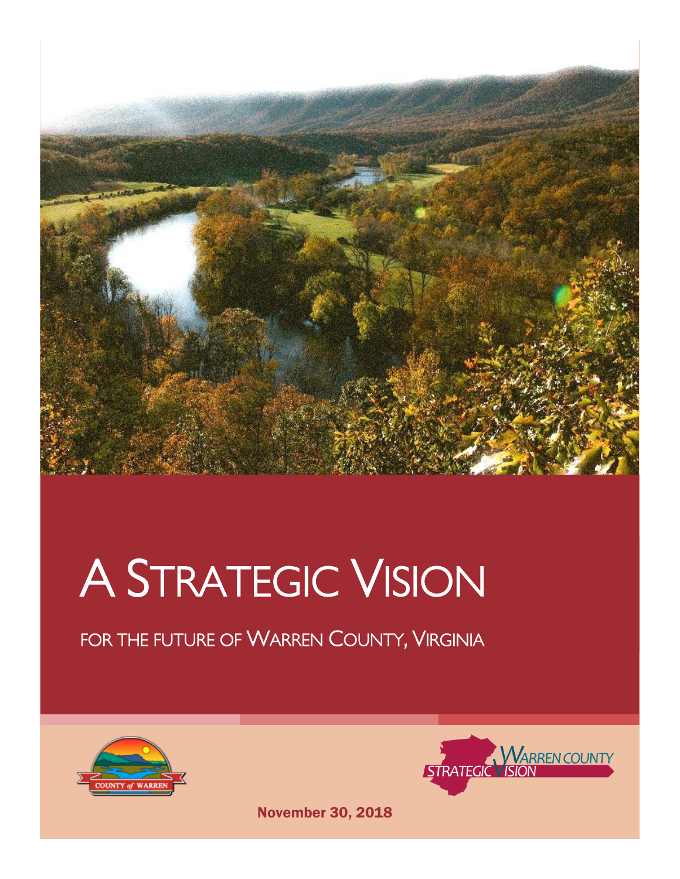# A Strategic Vision

## for the future of Warren County, Virginia

November 30, 2018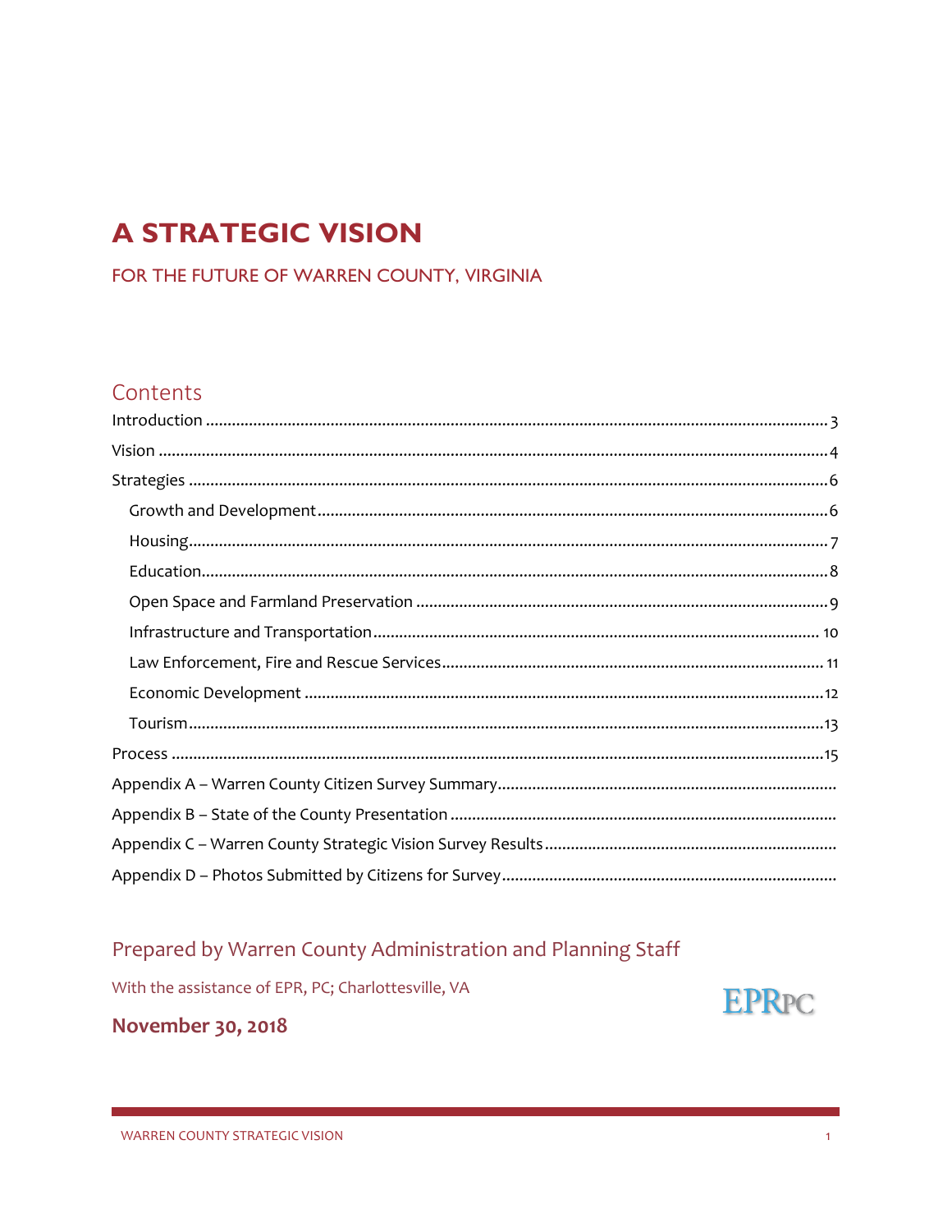# A STRATEGIC VISION

## FOR THE FUTURE OF WARREN COUNTY, VIRGINIA

## Contents

Introduction ........................................................................ 3

Vision ........................................................................ 4

Strategies ........................................................................ 6

- Growth and Development ........................................................................ 6
- Housing ........................................................................ 7
- Education ........................................................................ 8
- Open Space and Farmland Preservation ........................................................................ 9
- Infrastructure and Transportation ........................................................................ 10
- Law Enforcement, Fire and Rescue Services ........................................................................ 11
- Economic Development ........................................................................ 12
- Tourism ........................................................................ 13

Process ........................................................................ 15

Appendix A – Warren County Citizen Survey Summary ........................................................................

Appendix B – State of the County Presentation ........................................................................

Appendix C – Warren County Strategic Vision Survey Results ........................................................................

Appendix D – Photos Submitted by Citizens for Survey ........................................................................

## Prepared by Warren County Administration and Planning Staff

With the assistance of EPR, PC; Charlottesville, VA

EPRPC

**November 30, 2018**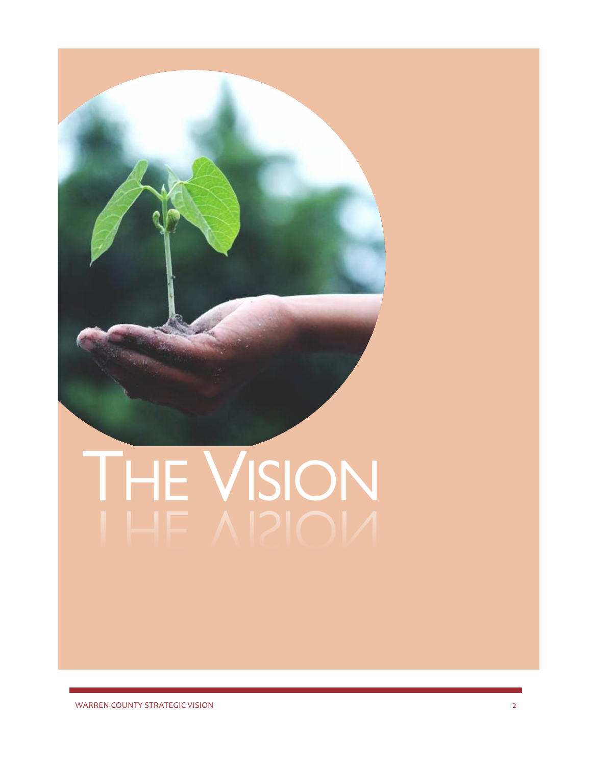# The Vision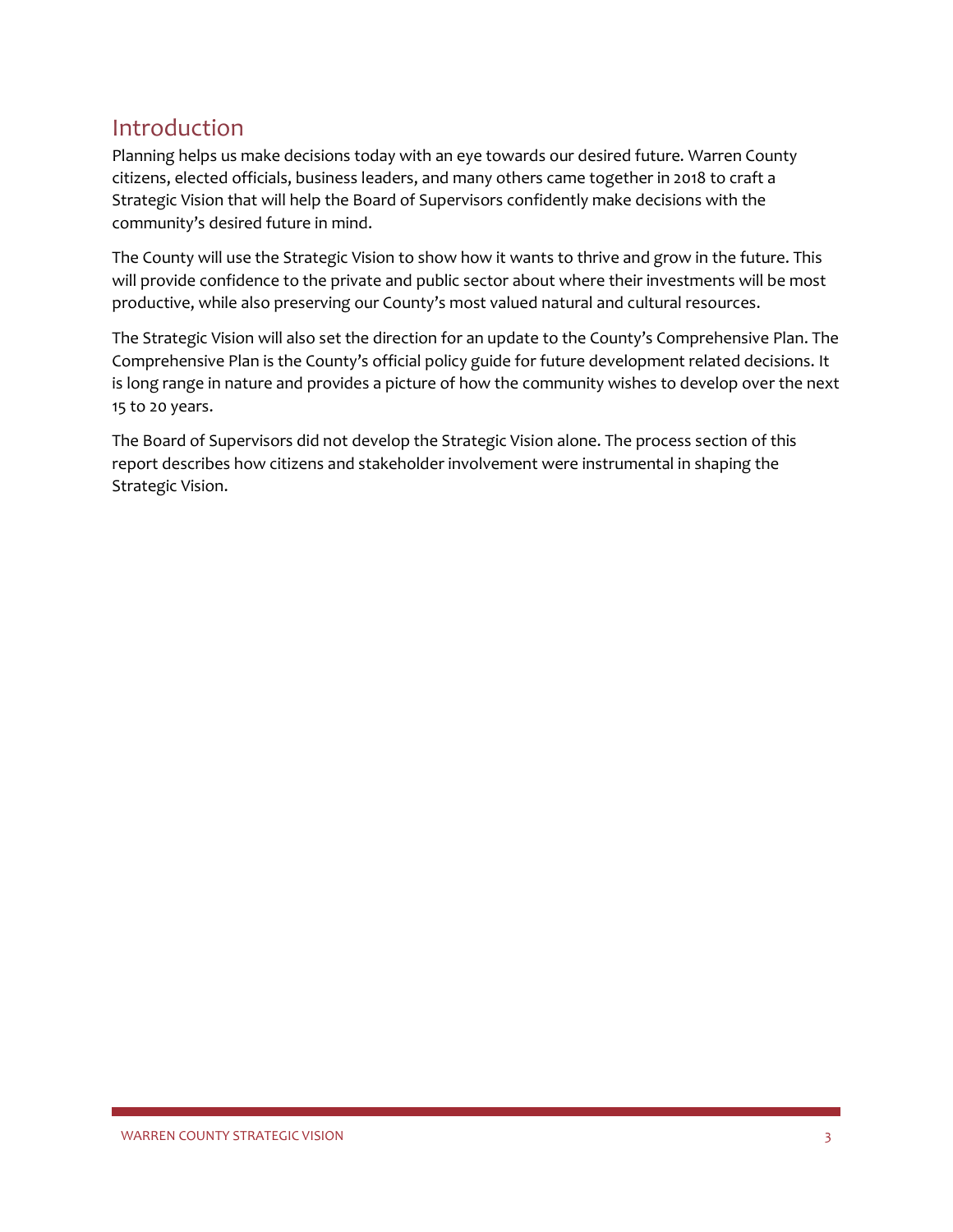## Introduction

Planning helps us make decisions today with an eye towards our desired future. Warren County citizens, elected officials, business leaders, and many others came together in 2018 to craft a Strategic Vision that will help the Board of Supervisors confidently make decisions with the community's desired future in mind.

The County will use the Strategic Vision to show how it wants to thrive and grow in the future. This will provide confidence to the private and public sector about where their investments will be most productive, while also preserving our County's most valued natural and cultural resources.

The Strategic Vision will also set the direction for an update to the County's Comprehensive Plan. The Comprehensive Plan is the County's official policy guide for future development related decisions. It is long range in nature and provides a picture of how the community wishes to develop over the next 15 to 20 years.

The Board of Supervisors did not develop the Strategic Vision alone. The process section of this report describes how citizens and stakeholder involvement were instrumental in shaping the Strategic Vision.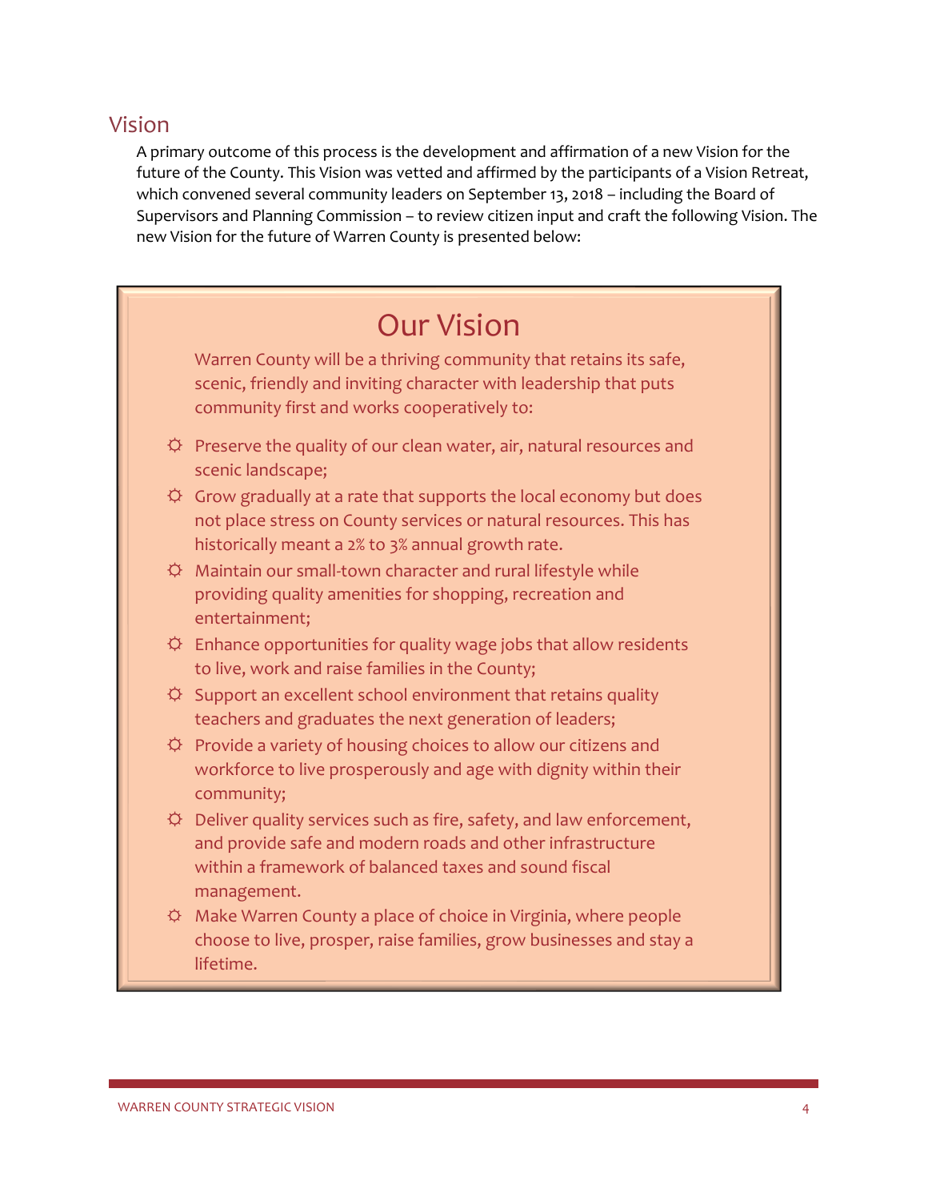## Vision

A primary outcome of this process is the development and affirmation of a new Vision for the future of the County. This Vision was vetted and affirmed by the participants of a Vision Retreat, which convened several community leaders on September 13, 2018 – including the Board of Supervisors and Planning Commission – to review citizen input and craft the following Vision. The new Vision for the future of Warren County is presented below:

### Our Vision

Warren County will be a thriving community that retains its safe, scenic, friendly and inviting character with leadership that puts community first and works cooperatively to:

- Preserve the quality of our clean water, air, natural resources and scenic landscape;
- Grow gradually at a rate that supports the local economy but does not place stress on County services or natural resources. This has historically meant a 2% to 3% annual growth rate.
- Maintain our small-town character and rural lifestyle while providing quality amenities for shopping, recreation and entertainment;
- Enhance opportunities for quality wage jobs that allow residents to live, work and raise families in the County;
- Support an excellent school environment that retains quality teachers and graduates the next generation of leaders;
- Provide a variety of housing choices to allow our citizens and workforce to live prosperously and age with dignity within their community;
- Deliver quality services such as fire, safety, and law enforcement, and provide safe and modern roads and other infrastructure within a framework of balanced taxes and sound fiscal management.
- Make Warren County a place of choice in Virginia, where people choose to live, prosper, raise families, grow businesses and stay a lifetime.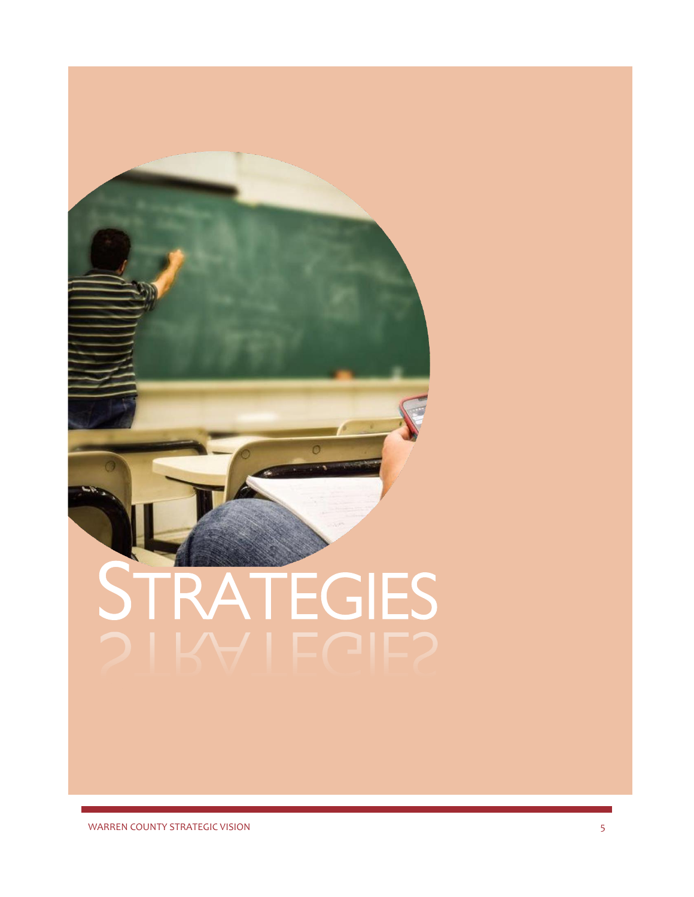# STRATEGIES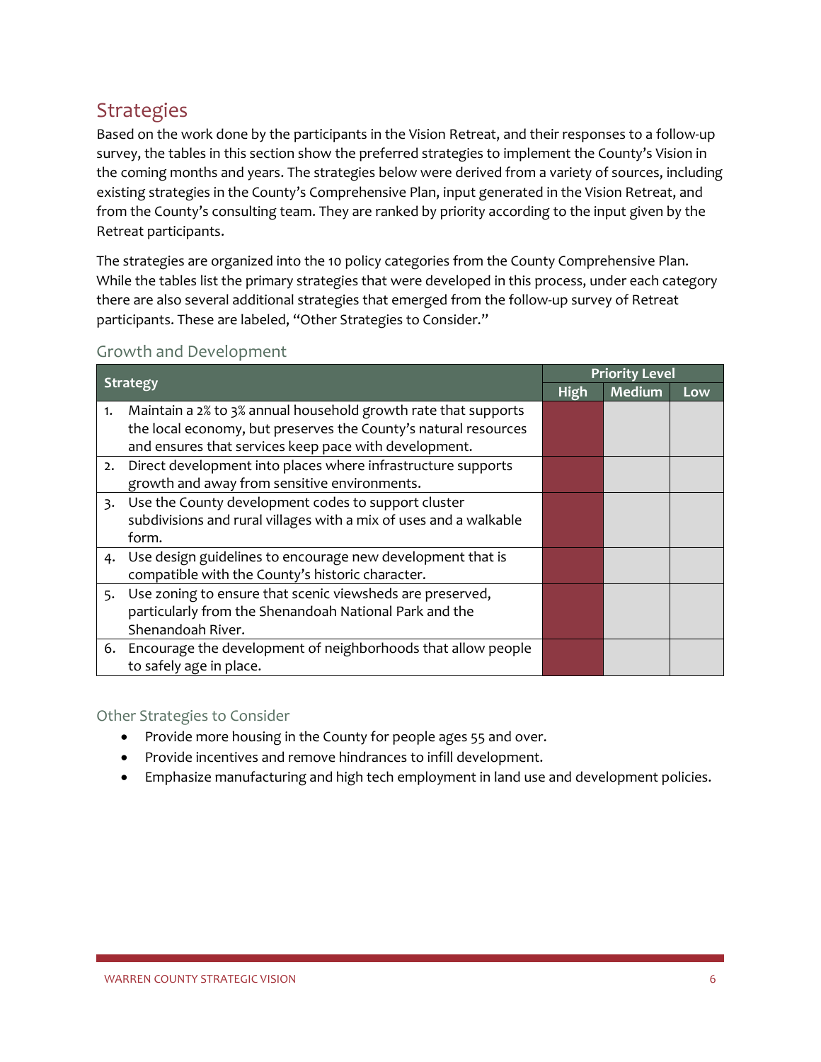## Strategies

Based on the work done by the participants in the Vision Retreat, and their responses to a follow-up survey, the tables in this section show the preferred strategies to implement the County's Vision in the coming months and years. The strategies below were derived from a variety of sources, including existing strategies in the County's Comprehensive Plan, input generated in the Vision Retreat, and from the County's consulting team. They are ranked by priority according to the input given by the Retreat participants.

The strategies are organized into the 10 policy categories from the County Comprehensive Plan. While the tables list the primary strategies that were developed in this process, under each category there are also several additional strategies that emerged from the follow-up survey of Retreat participants. These are labeled, "Other Strategies to Consider."

### Growth and Development

| Strategy | Priority Level | | |
|---|---|---|---|
| | High | Medium | Low |
| 1. Maintain a 2% to 3% annual household growth rate that supports the local economy, but preserves the County's natural resources and ensures that services keep pace with development. | ■ | | |
| 2. Direct development into places where infrastructure supports growth and away from sensitive environments. | ■ | | |
| 3. Use the County development codes to support cluster subdivisions and rural villages with a mix of uses and a walkable form. | ■ | | |
| 4. Use design guidelines to encourage new development that is compatible with the County's historic character. | ■ | | |
| 5. Use zoning to ensure that scenic viewsheds are preserved, particularly from the Shenandoah National Park and the Shenandoah River. | ■ | | |
| 6. Encourage the development of neighborhoods that allow people to safely age in place. | ■ | | |

### Other Strategies to Consider

- Provide more housing in the County for people ages 55 and over.
- Provide incentives and remove hindrances to infill development.
- Emphasize manufacturing and high tech employment in land use and development policies.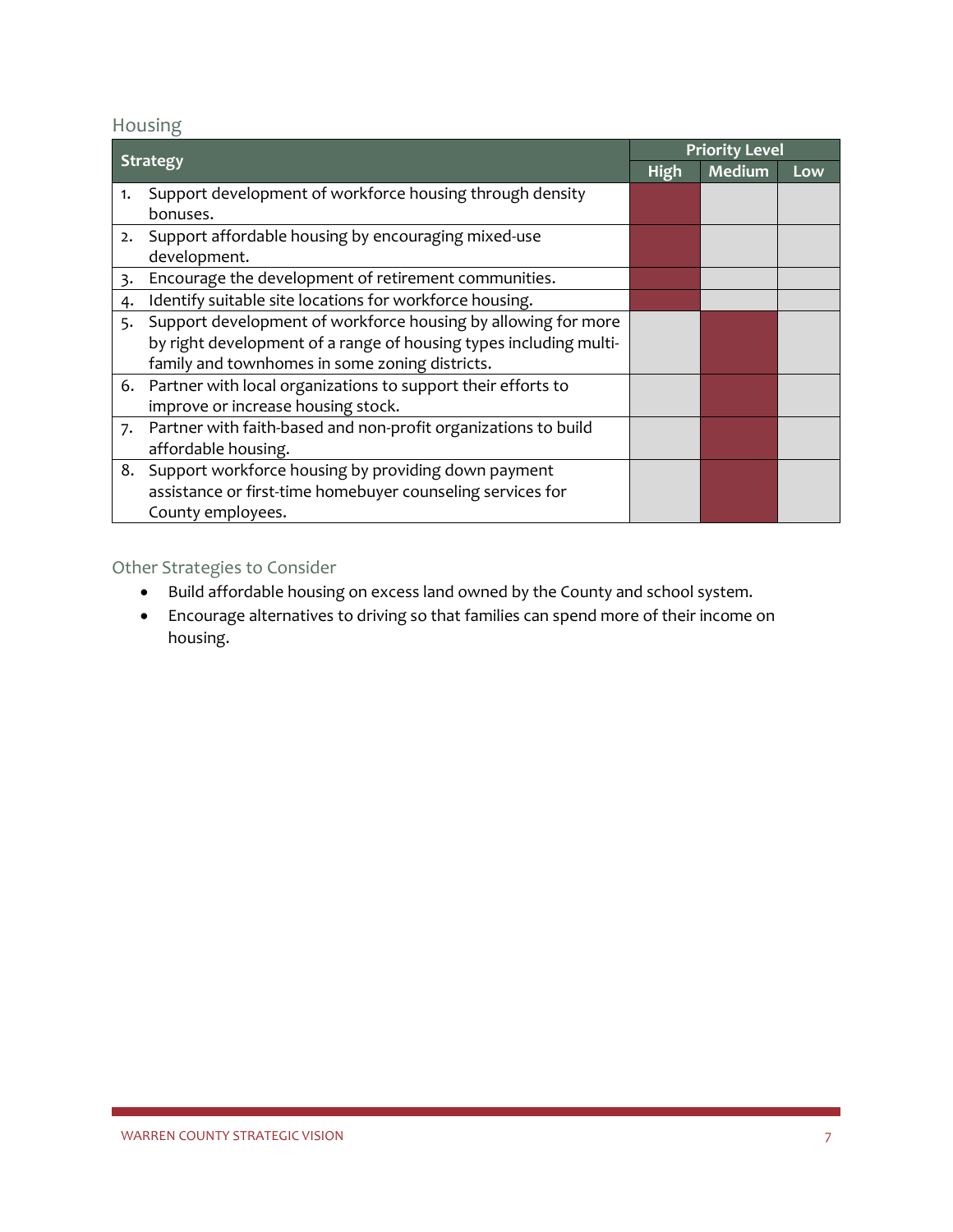## Housing

| Strategy | Priority Level | | |
|---|---|---|---|
| | High | Medium | Low |
| 1. Support development of workforce housing through density bonuses. | X | | |
| 2. Support affordable housing by encouraging mixed-use development. | X | | |
| 3. Encourage the development of retirement communities. | X | | |
| 4. Identify suitable site locations for workforce housing. | X | | |
| 5. Support development of workforce housing by allowing for more by right development of a range of housing types including multi-family and townhomes in some zoning districts. | | X | |
| 6. Partner with local organizations to support their efforts to improve or increase housing stock. | | X | |
| 7. Partner with faith-based and non-profit organizations to build affordable housing. | | X | |
| 8. Support workforce housing by providing down payment assistance or first-time homebuyer counseling services for County employees. | | X | |

### Other Strategies to Consider

- Build affordable housing on excess land owned by the County and school system.
- Encourage alternatives to driving so that families can spend more of their income on housing.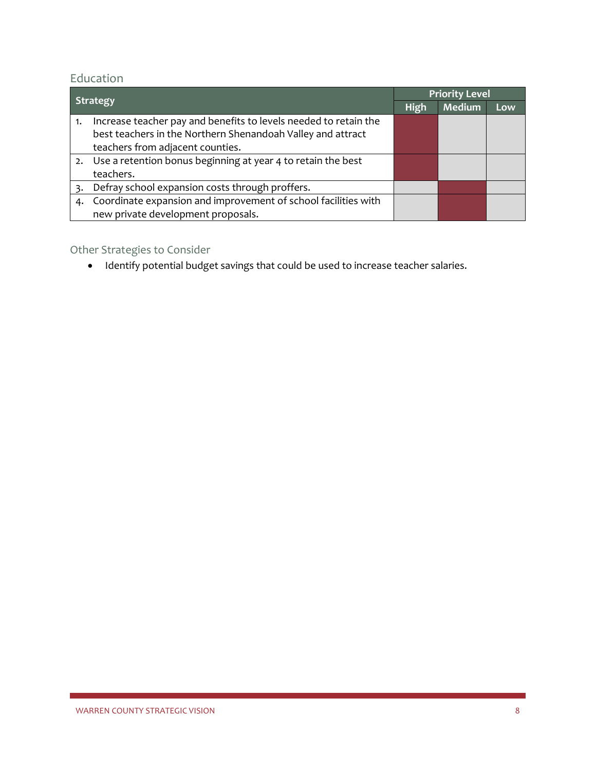## Education

| Strategy | Priority Level | | |
|---|---|---|---|
| | High | Medium | Low |
| 1. Increase teacher pay and benefits to levels needed to retain the best teachers in the Northern Shenandoah Valley and attract teachers from adjacent counties. | X | | |
| 2. Use a retention bonus beginning at year 4 to retain the best teachers. | X | | |
| 3. Defray school expansion costs through proffers. | | X | |
| 4. Coordinate expansion and improvement of school facilities with new private development proposals. | | X | |

## Other Strategies to Consider

- Identify potential budget savings that could be used to increase teacher salaries.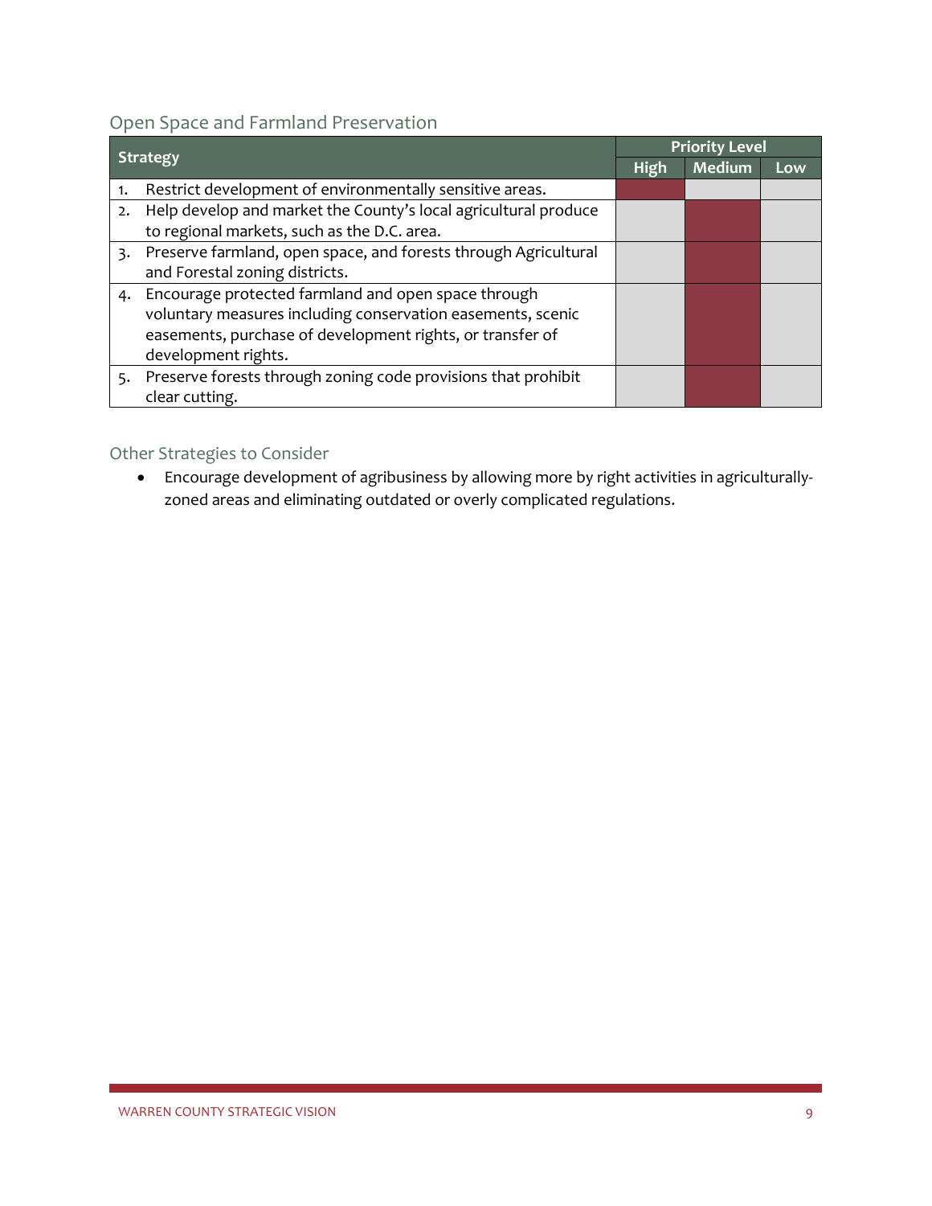## Open Space and Farmland Preservation

| Strategy | Priority Level | | |
|---|---|---|---|
| | High | Medium | Low |
| 1. Restrict development of environmentally sensitive areas. | X | | |
| 2. Help develop and market the County's local agricultural produce to regional markets, such as the D.C. area. | | X | |
| 3. Preserve farmland, open space, and forests through Agricultural and Forestal zoning districts. | | X | |
| 4. Encourage protected farmland and open space through voluntary measures including conservation easements, scenic easements, purchase of development rights, or transfer of development rights. | | X | |
| 5. Preserve forests through zoning code provisions that prohibit clear cutting. | | X | |

### Other Strategies to Consider

- Encourage development of agribusiness by allowing more by right activities in agriculturally-zoned areas and eliminating outdated or overly complicated regulations.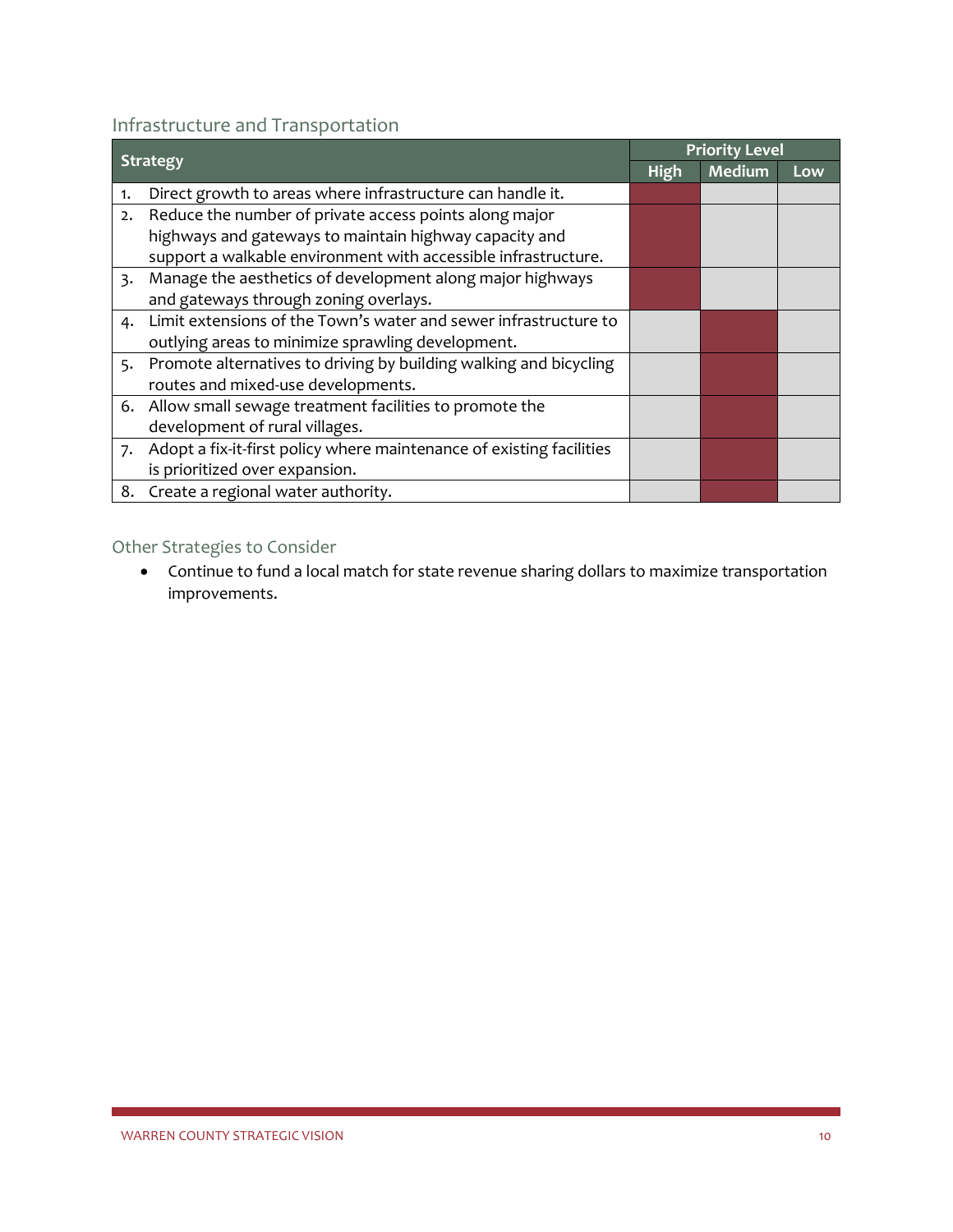## Infrastructure and Transportation

| Strategy | Priority Level | | |
|---|---|---|---|
| | High | Medium | Low |
| 1. Direct growth to areas where infrastructure can handle it. | X | | |
| 2. Reduce the number of private access points along major highways and gateways to maintain highway capacity and support a walkable environment with accessible infrastructure. | X | | |
| 3. Manage the aesthetics of development along major highways and gateways through zoning overlays. | X | | |
| 4. Limit extensions of the Town's water and sewer infrastructure to outlying areas to minimize sprawling development. | | X | |
| 5. Promote alternatives to driving by building walking and bicycling routes and mixed-use developments. | | X | |
| 6. Allow small sewage treatment facilities to promote the development of rural villages. | | X | |
| 7. Adopt a fix-it-first policy where maintenance of existing facilities is prioritized over expansion. | | X | |
| 8. Create a regional water authority. | | X | |

### Other Strategies to Consider

- Continue to fund a local match for state revenue sharing dollars to maximize transportation improvements.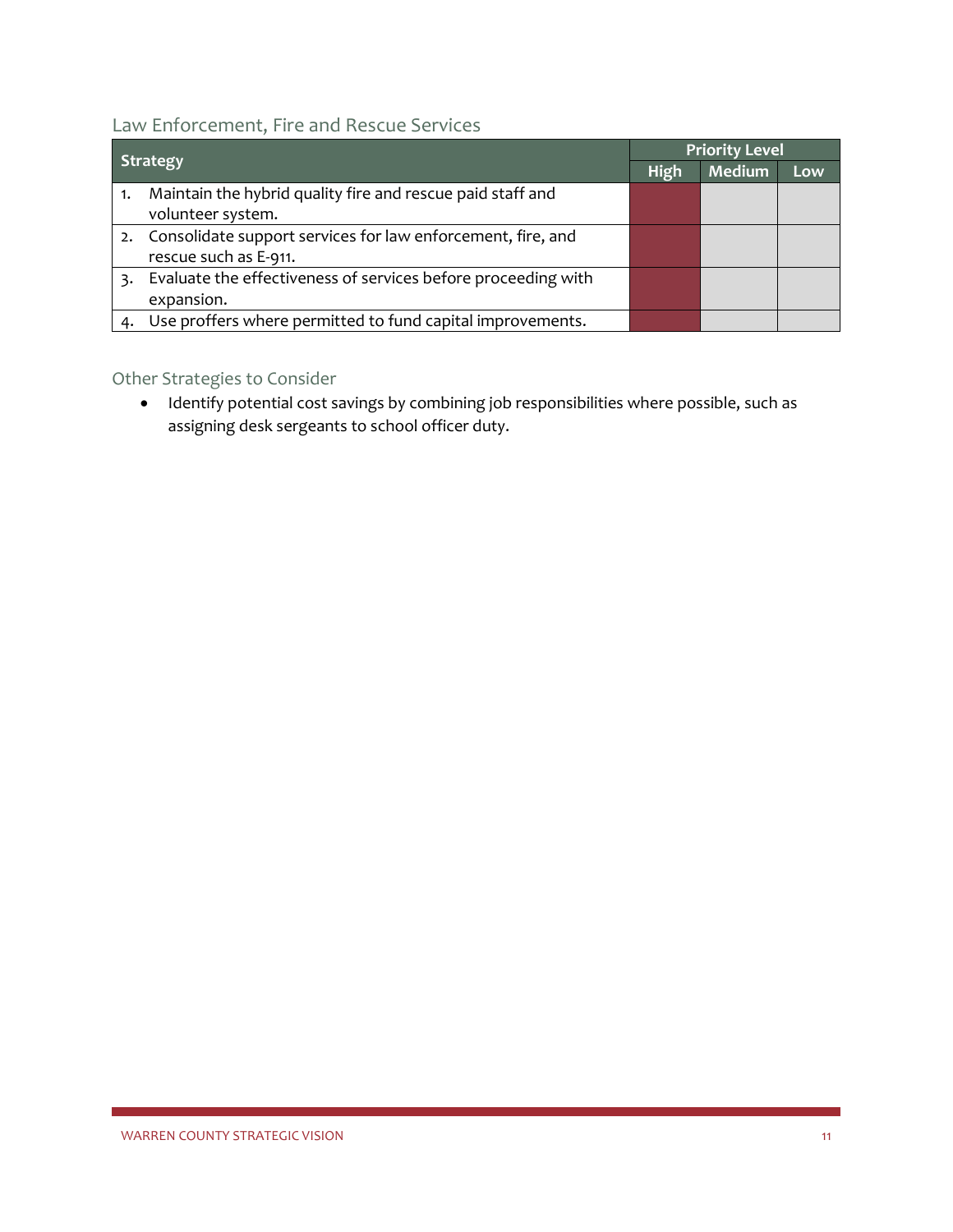## Law Enforcement, Fire and Rescue Services

| Strategy | Priority Level | | |
|---|---|---|---|
| | High | Medium | Low |
| 1. Maintain the hybrid quality fire and rescue paid staff and volunteer system. | ■ | | |
| 2. Consolidate support services for law enforcement, fire, and rescue such as E-911. | ■ | | |
| 3. Evaluate the effectiveness of services before proceeding with expansion. | ■ | | |
| 4. Use proffers where permitted to fund capital improvements. | ■ | | |

## Other Strategies to Consider

- Identify potential cost savings by combining job responsibilities where possible, such as assigning desk sergeants to school officer duty.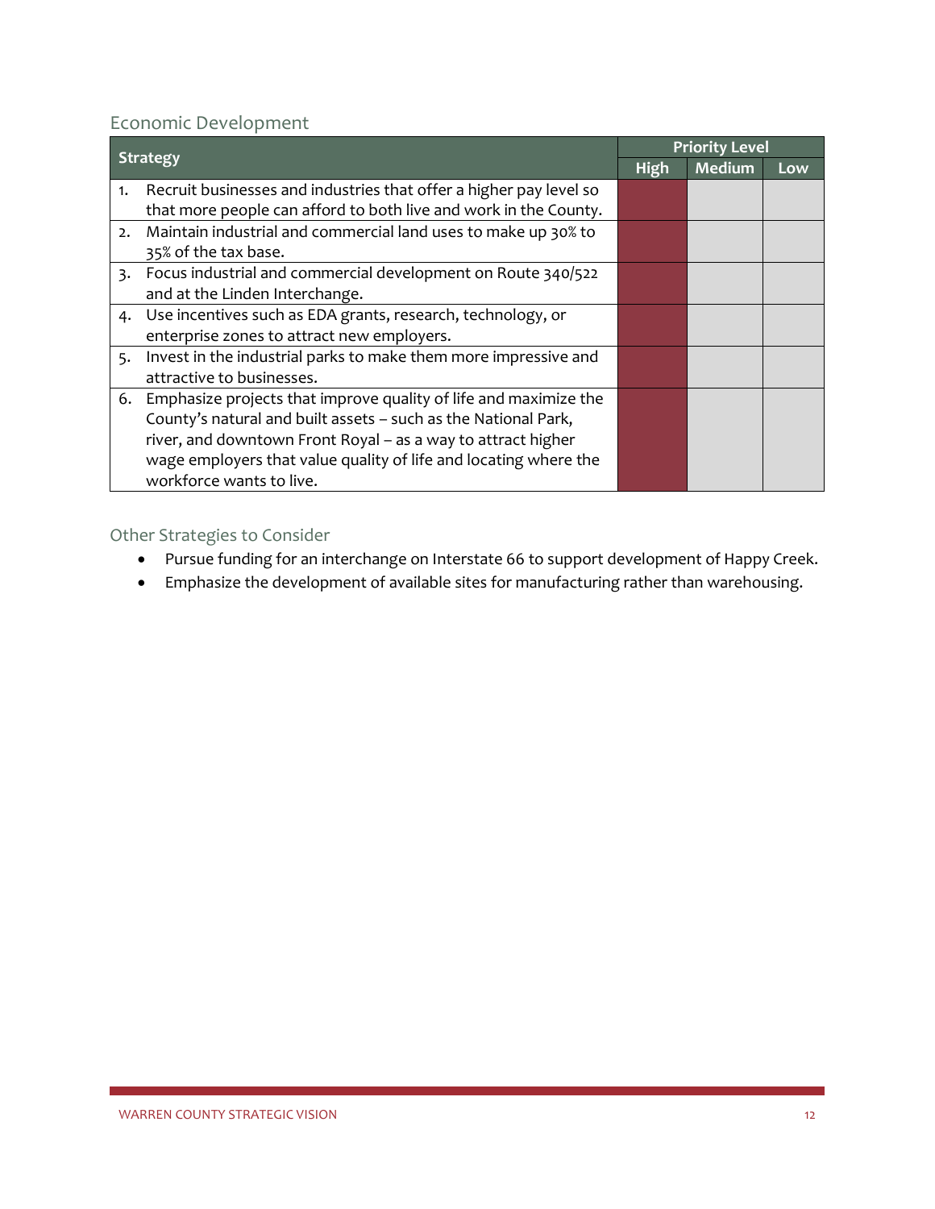## Economic Development

| Strategy | Priority Level | | |
|---|---|---|---|
| | High | Medium | Low |
| 1. Recruit businesses and industries that offer a higher pay level so that more people can afford to both live and work in the County. | | | |
| 2. Maintain industrial and commercial land uses to make up 30% to 35% of the tax base. | | | |
| 3. Focus industrial and commercial development on Route 340/522 and at the Linden Interchange. | | | |
| 4. Use incentives such as EDA grants, research, technology, or enterprise zones to attract new employers. | | | |
| 5. Invest in the industrial parks to make them more impressive and attractive to businesses. | | | |
| 6. Emphasize projects that improve quality of life and maximize the County's natural and built assets – such as the National Park, river, and downtown Front Royal – as a way to attract higher wage employers that value quality of life and locating where the workforce wants to live. | | | |

### Other Strategies to Consider

- Pursue funding for an interchange on Interstate 66 to support development of Happy Creek.
- Emphasize the development of available sites for manufacturing rather than warehousing.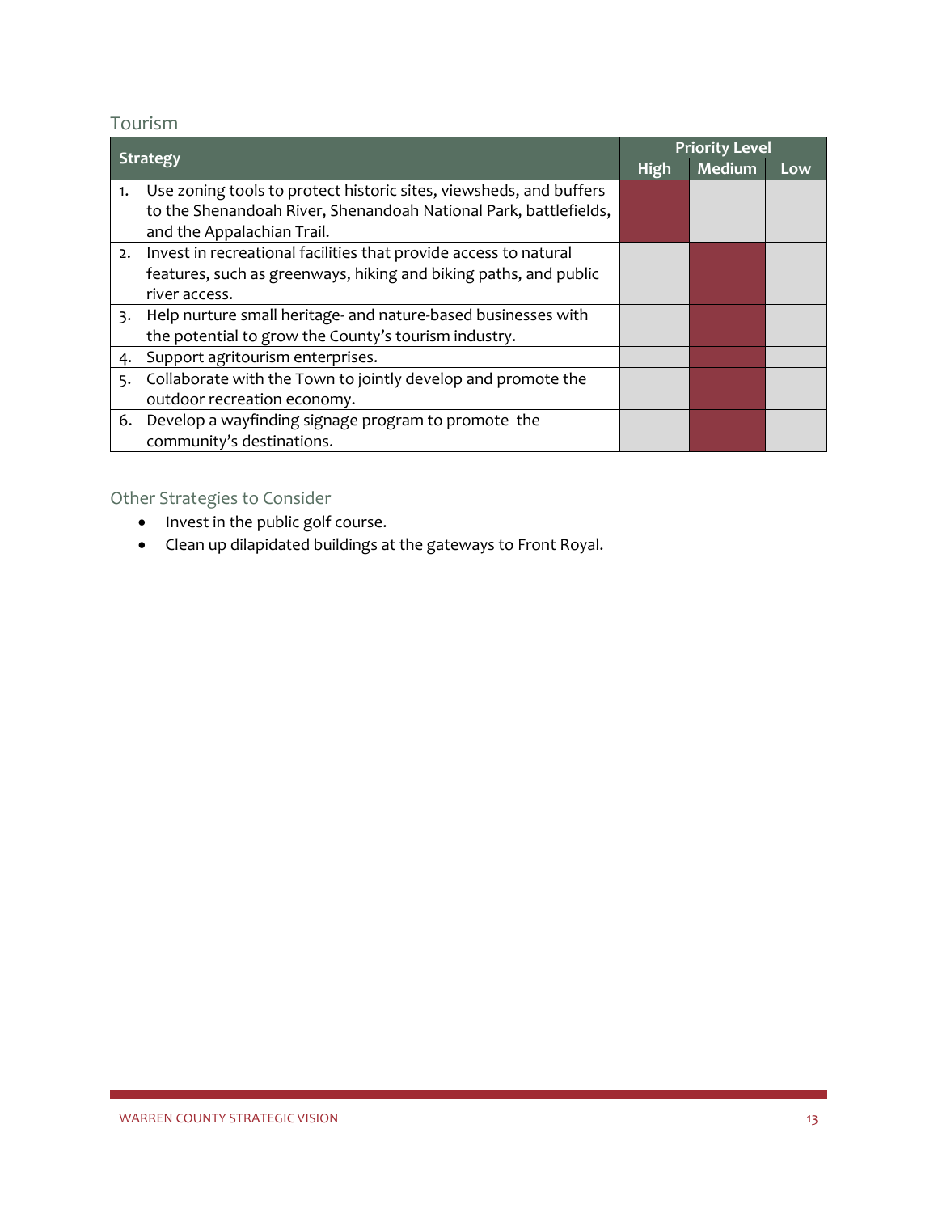## Tourism

| Strategy | Priority Level | | |
|---|---|---|---|
| | High | Medium | Low |
| 1. Use zoning tools to protect historic sites, viewsheds, and buffers to the Shenandoah River, Shenandoah National Park, battlefields, and the Appalachian Trail. | ■ | | |
| 2. Invest in recreational facilities that provide access to natural features, such as greenways, hiking and biking paths, and public river access. | | ■ | |
| 3. Help nurture small heritage- and nature-based businesses with the potential to grow the County's tourism industry. | | ■ | |
| 4. Support agritourism enterprises. | | ■ | |
| 5. Collaborate with the Town to jointly develop and promote the outdoor recreation economy. | | ■ | |
| 6. Develop a wayfinding signage program to promote the community's destinations. | | ■ | |

### Other Strategies to Consider

- Invest in the public golf course.
- Clean up dilapidated buildings at the gateways to Front Royal.